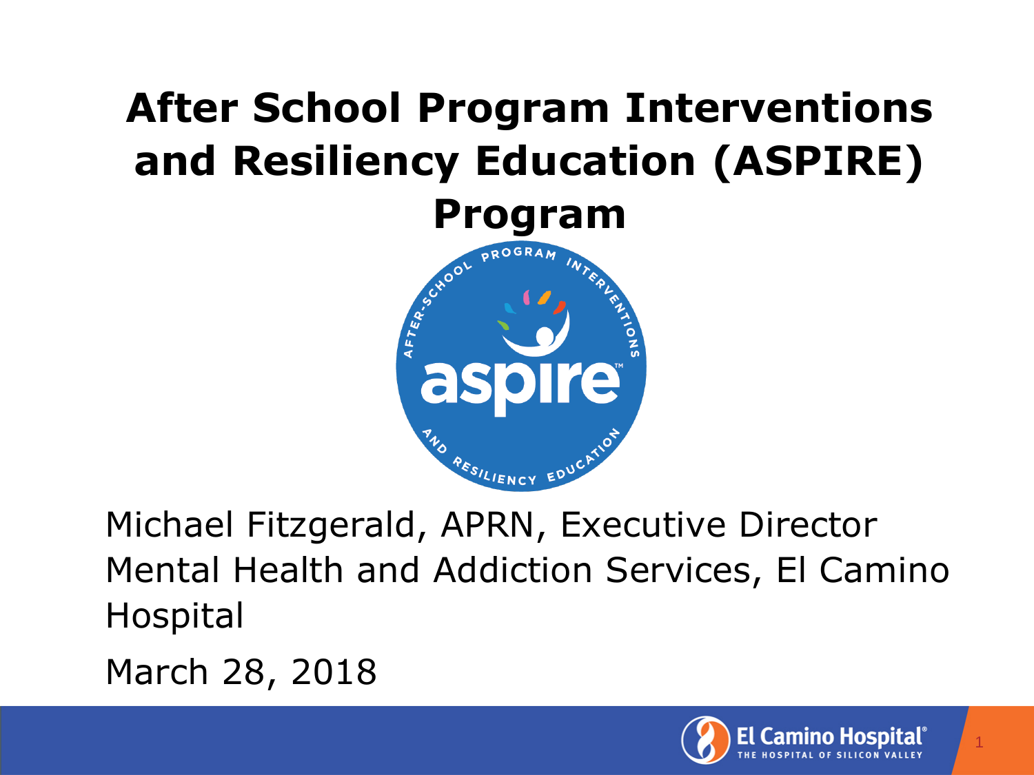# After School Program Interventions and Resiliency Education (ASPIRE) Program

Michael Fitzgerald, APRN, Executive Director
Mental Health and Addiction Services, El Camino Hospital

March 28, 2018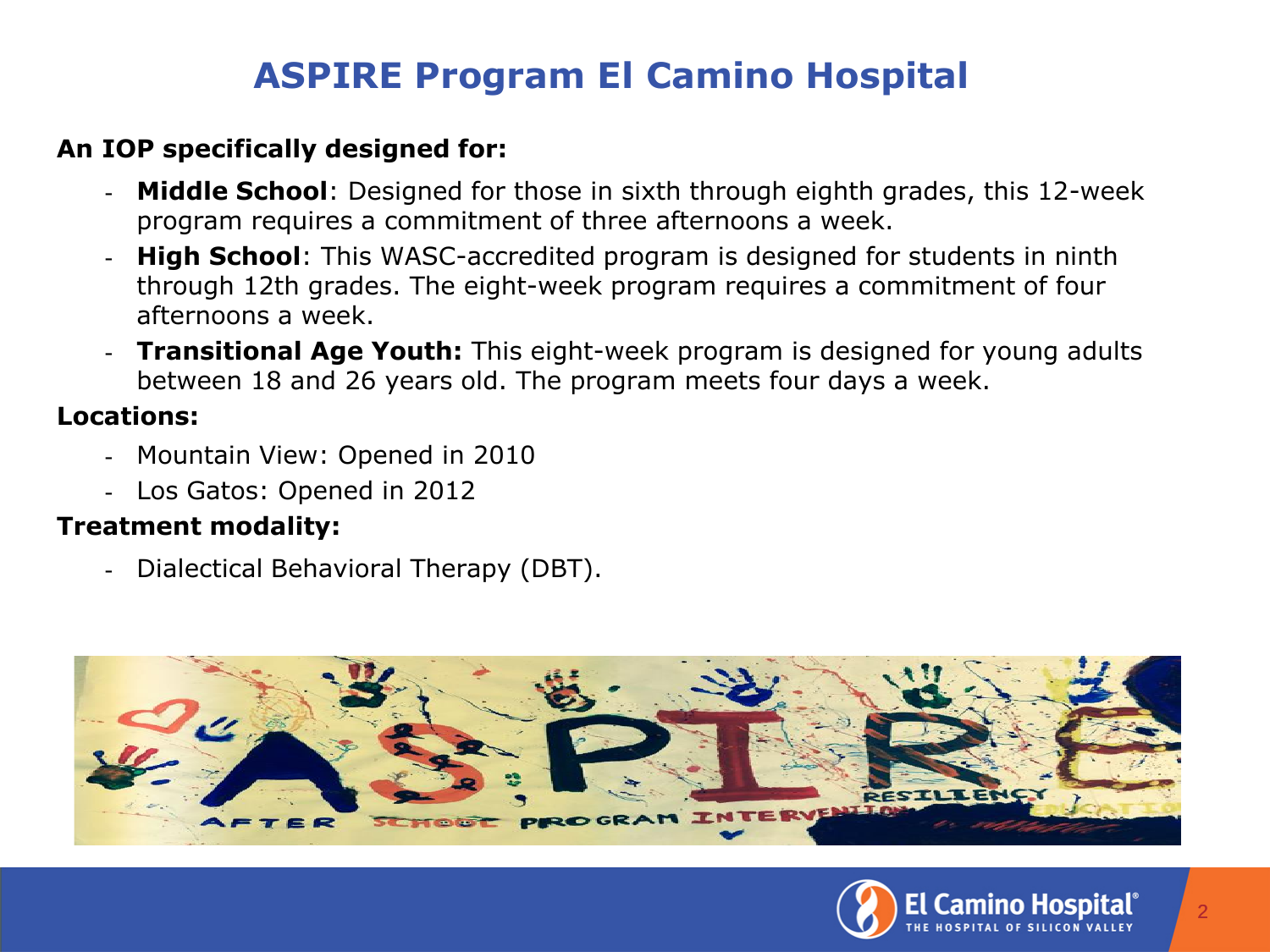# ASPIRE Program El Camino Hospital

**An IOP specifically designed for:**

- **Middle School**: Designed for those in sixth through eighth grades, this 12-week program requires a commitment of three afternoons a week.
- **High School**: This WASC-accredited program is designed for students in ninth through 12th grades. The eight-week program requires a commitment of four afternoons a week.
- **Transitional Age Youth:** This eight-week program is designed for young adults between 18 and 26 years old. The program meets four days a week.

**Locations:**

- Mountain View: Opened in 2010
- Los Gatos: Opened in 2012

**Treatment modality:**

- Dialectical Behavioral Therapy (DBT).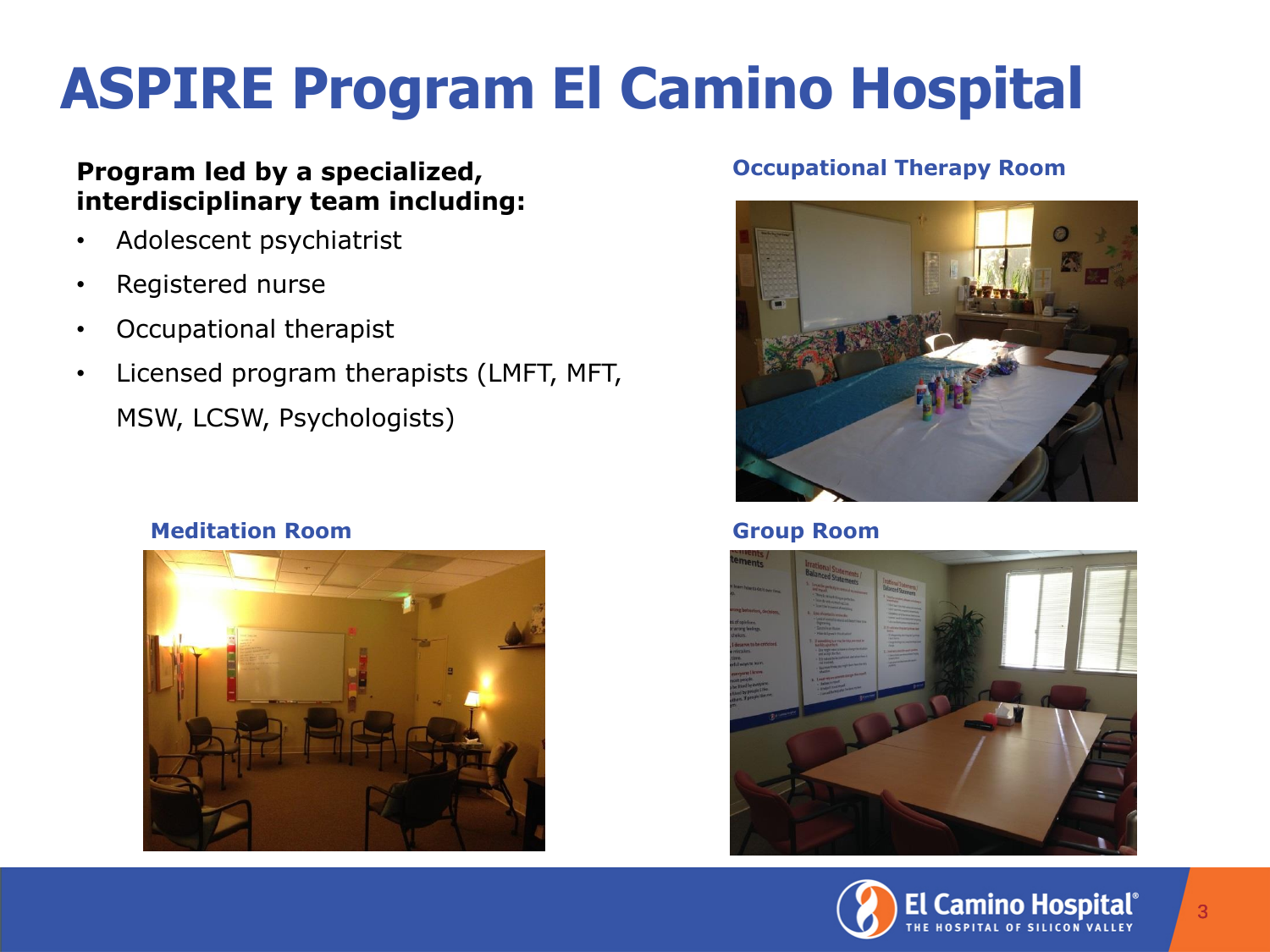# ASPIRE Program El Camino Hospital

**Program led by a specialized, interdisciplinary team including:**

- Adolescent psychiatrist
- Registered nurse
- Occupational therapist
- Licensed program therapists (LMFT, MFT, MSW, LCSW, Psychologists)

**Occupational Therapy Room**

**Meditation Room**

**Group Room**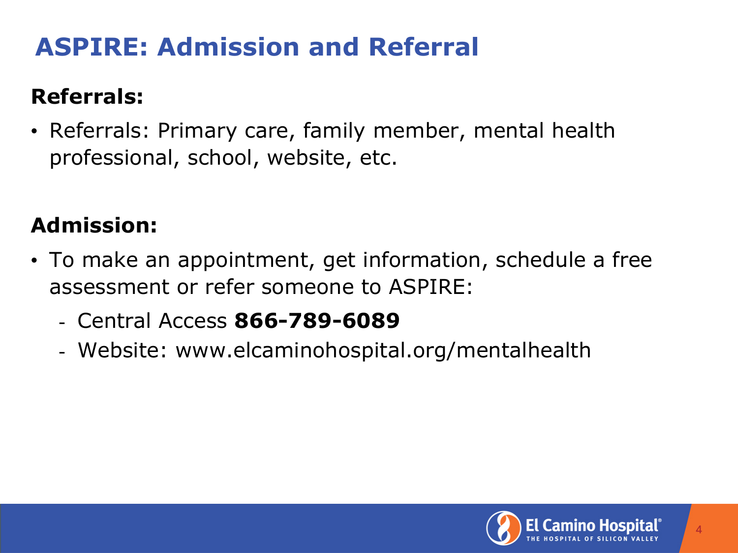# ASPIRE: Admission and Referral

## Referrals:

- Referrals: Primary care, family member, mental health professional, school, website, etc.

## Admission:

- To make an appointment, get information, schedule a free assessment or refer someone to ASPIRE:
  - Central Access **866-789-6089**
  - Website: www.elcaminohospital.org/mentalhealth